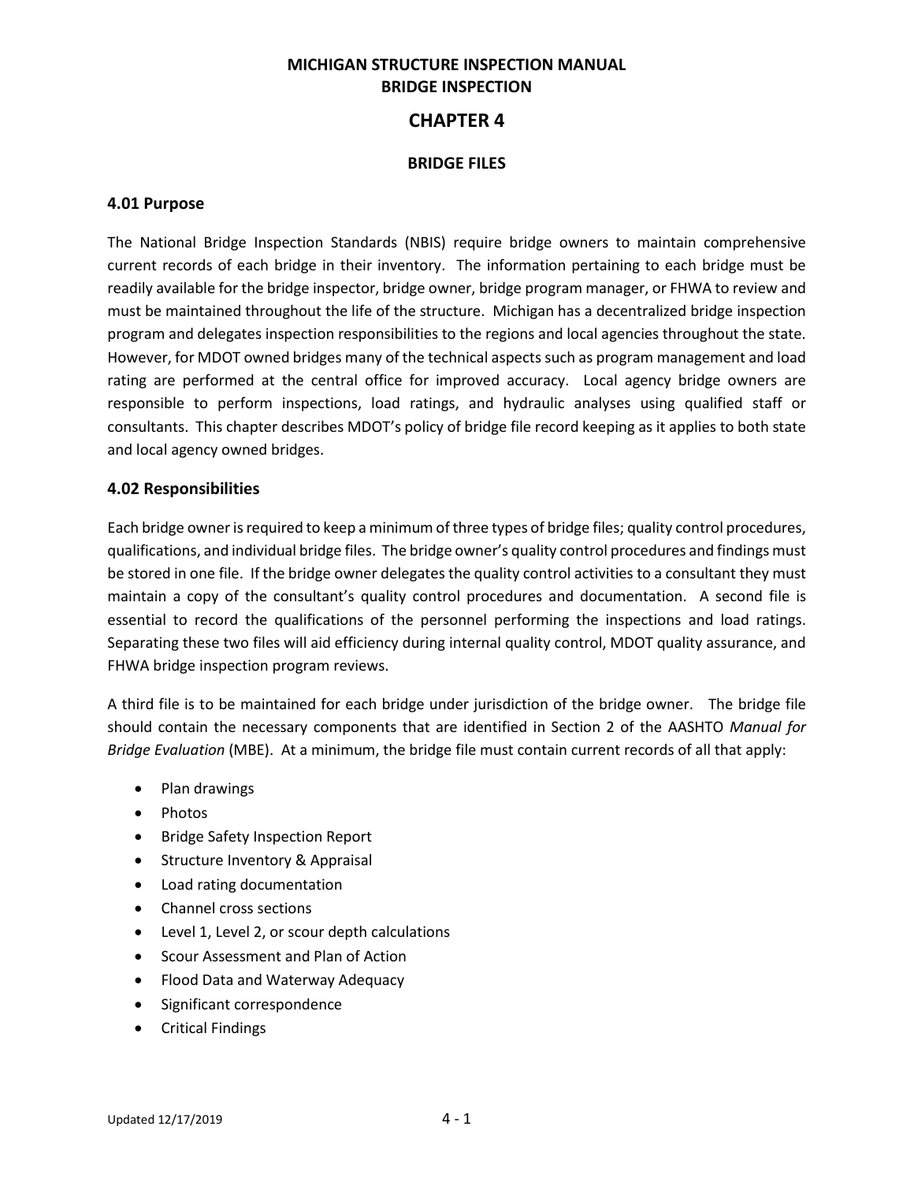# MICHIGAN STRUCTURE INSPECTION MANUAL
# BRIDGE INSPECTION

## CHAPTER 4

### BRIDGE FILES

### 4.01 Purpose

The National Bridge Inspection Standards (NBIS) require bridge owners to maintain comprehensive current records of each bridge in their inventory. The information pertaining to each bridge must be readily available for the bridge inspector, bridge owner, bridge program manager, or FHWA to review and must be maintained throughout the life of the structure. Michigan has a decentralized bridge inspection program and delegates inspection responsibilities to the regions and local agencies throughout the state. However, for MDOT owned bridges many of the technical aspects such as program management and load rating are performed at the central office for improved accuracy. Local agency bridge owners are responsible to perform inspections, load ratings, and hydraulic analyses using qualified staff or consultants. This chapter describes MDOT's policy of bridge file record keeping as it applies to both state and local agency owned bridges.

### 4.02 Responsibilities

Each bridge owner is required to keep a minimum of three types of bridge files; quality control procedures, qualifications, and individual bridge files. The bridge owner's quality control procedures and findings must be stored in one file. If the bridge owner delegates the quality control activities to a consultant they must maintain a copy of the consultant's quality control procedures and documentation. A second file is essential to record the qualifications of the personnel performing the inspections and load ratings. Separating these two files will aid efficiency during internal quality control, MDOT quality assurance, and FHWA bridge inspection program reviews.

A third file is to be maintained for each bridge under jurisdiction of the bridge owner. The bridge file should contain the necessary components that are identified in Section 2 of the AASHTO *Manual for Bridge Evaluation* (MBE). At a minimum, the bridge file must contain current records of all that apply:

- Plan drawings
- Photos
- Bridge Safety Inspection Report
- Structure Inventory & Appraisal
- Load rating documentation
- Channel cross sections
- Level 1, Level 2, or scour depth calculations
- Scour Assessment and Plan of Action
- Flood Data and Waterway Adequacy
- Significant correspondence
- Critical Findings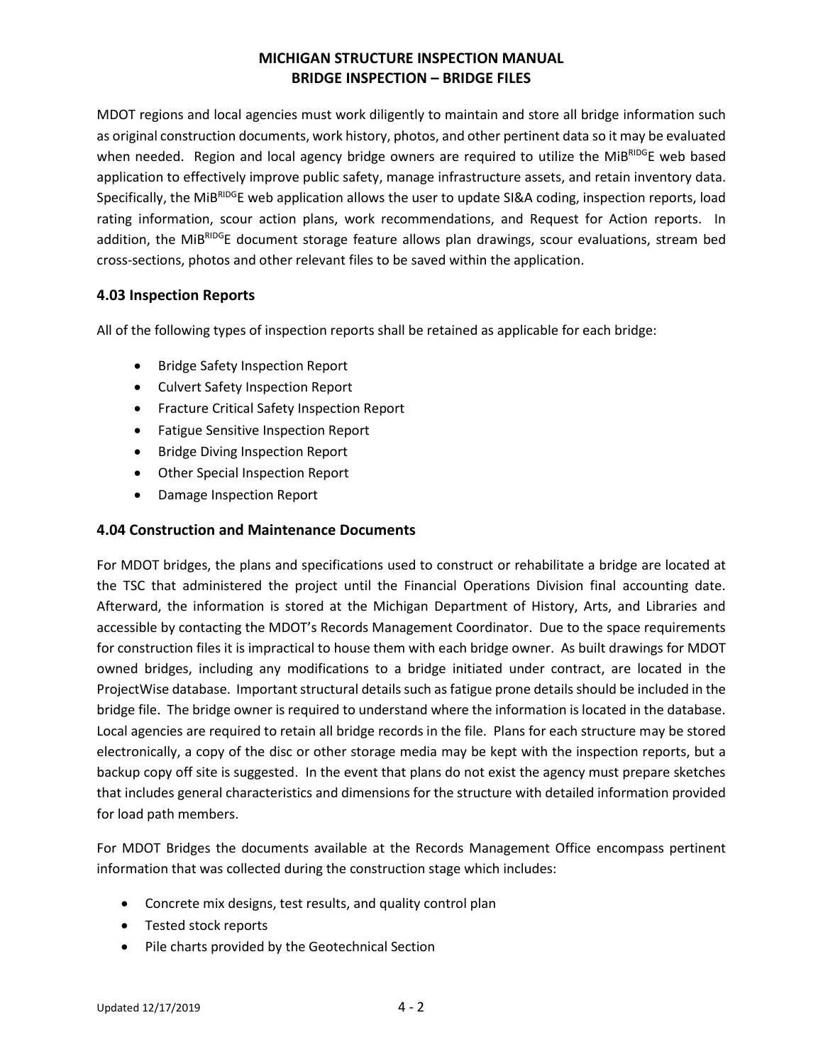MDOT regions and local agencies must work diligently to maintain and store all bridge information such as original construction documents, work history, photos, and other pertinent data so it may be evaluated when needed. Region and local agency bridge owners are required to utilize the MiB$^{RIDG}$E web based application to effectively improve public safety, manage infrastructure assets, and retain inventory data. Specifically, the MiB$^{RIDG}$E web application allows the user to update SI&A coding, inspection reports, load rating information, scour action plans, work recommendations, and Request for Action reports. In addition, the MiB$^{RIDG}$E document storage feature allows plan drawings, scour evaluations, stream bed cross-sections, photos and other relevant files to be saved within the application.

## 4.03 Inspection Reports

All of the following types of inspection reports shall be retained as applicable for each bridge:

- Bridge Safety Inspection Report
- Culvert Safety Inspection Report
- Fracture Critical Safety Inspection Report
- Fatigue Sensitive Inspection Report
- Bridge Diving Inspection Report
- Other Special Inspection Report
- Damage Inspection Report

## 4.04 Construction and Maintenance Documents

For MDOT bridges, the plans and specifications used to construct or rehabilitate a bridge are located at the TSC that administered the project until the Financial Operations Division final accounting date. Afterward, the information is stored at the Michigan Department of History, Arts, and Libraries and accessible by contacting the MDOT's Records Management Coordinator. Due to the space requirements for construction files it is impractical to house them with each bridge owner. As built drawings for MDOT owned bridges, including any modifications to a bridge initiated under contract, are located in the ProjectWise database. Important structural details such as fatigue prone details should be included in the bridge file. The bridge owner is required to understand where the information is located in the database. Local agencies are required to retain all bridge records in the file. Plans for each structure may be stored electronically, a copy of the disc or other storage media may be kept with the inspection reports, but a backup copy off site is suggested. In the event that plans do not exist the agency must prepare sketches that includes general characteristics and dimensions for the structure with detailed information provided for load path members.

For MDOT Bridges the documents available at the Records Management Office encompass pertinent information that was collected during the construction stage which includes:

- Concrete mix designs, test results, and quality control plan
- Tested stock reports
- Pile charts provided by the Geotechnical Section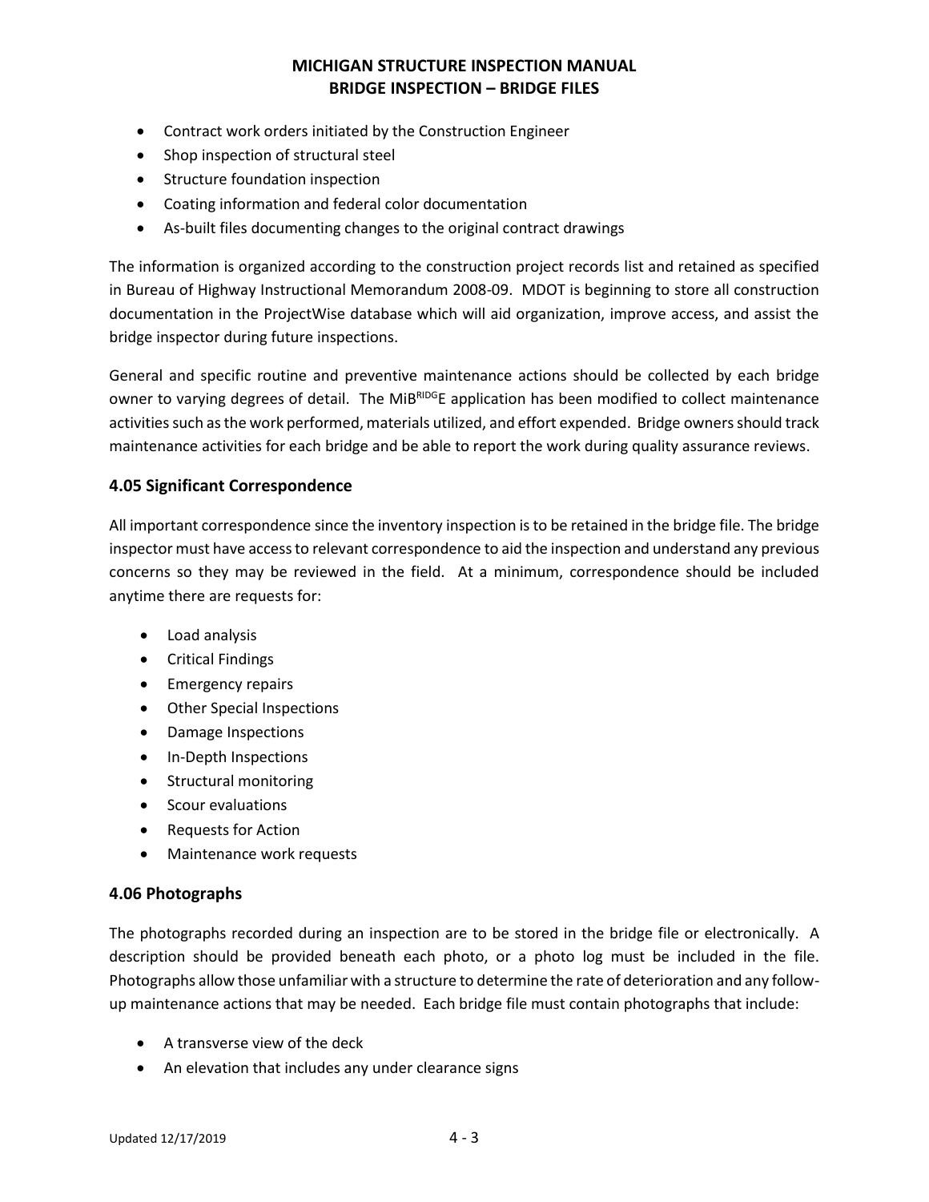- Contract work orders initiated by the Construction Engineer
- Shop inspection of structural steel
- Structure foundation inspection
- Coating information and federal color documentation
- As-built files documenting changes to the original contract drawings

The information is organized according to the construction project records list and retained as specified in Bureau of Highway Instructional Memorandum 2008-09. MDOT is beginning to store all construction documentation in the ProjectWise database which will aid organization, improve access, and assist the bridge inspector during future inspections.

General and specific routine and preventive maintenance actions should be collected by each bridge owner to varying degrees of detail. The MiB^RIDG^E application has been modified to collect maintenance activities such as the work performed, materials utilized, and effort expended. Bridge owners should track maintenance activities for each bridge and be able to report the work during quality assurance reviews.

## 4.05 Significant Correspondence

All important correspondence since the inventory inspection is to be retained in the bridge file. The bridge inspector must have access to relevant correspondence to aid the inspection and understand any previous concerns so they may be reviewed in the field. At a minimum, correspondence should be included anytime there are requests for:

- Load analysis
- Critical Findings
- Emergency repairs
- Other Special Inspections
- Damage Inspections
- In-Depth Inspections
- Structural monitoring
- Scour evaluations
- Requests for Action
- Maintenance work requests

## 4.06 Photographs

The photographs recorded during an inspection are to be stored in the bridge file or electronically. A description should be provided beneath each photo, or a photo log must be included in the file. Photographs allow those unfamiliar with a structure to determine the rate of deterioration and any follow-up maintenance actions that may be needed. Each bridge file must contain photographs that include:

- A transverse view of the deck
- An elevation that includes any under clearance signs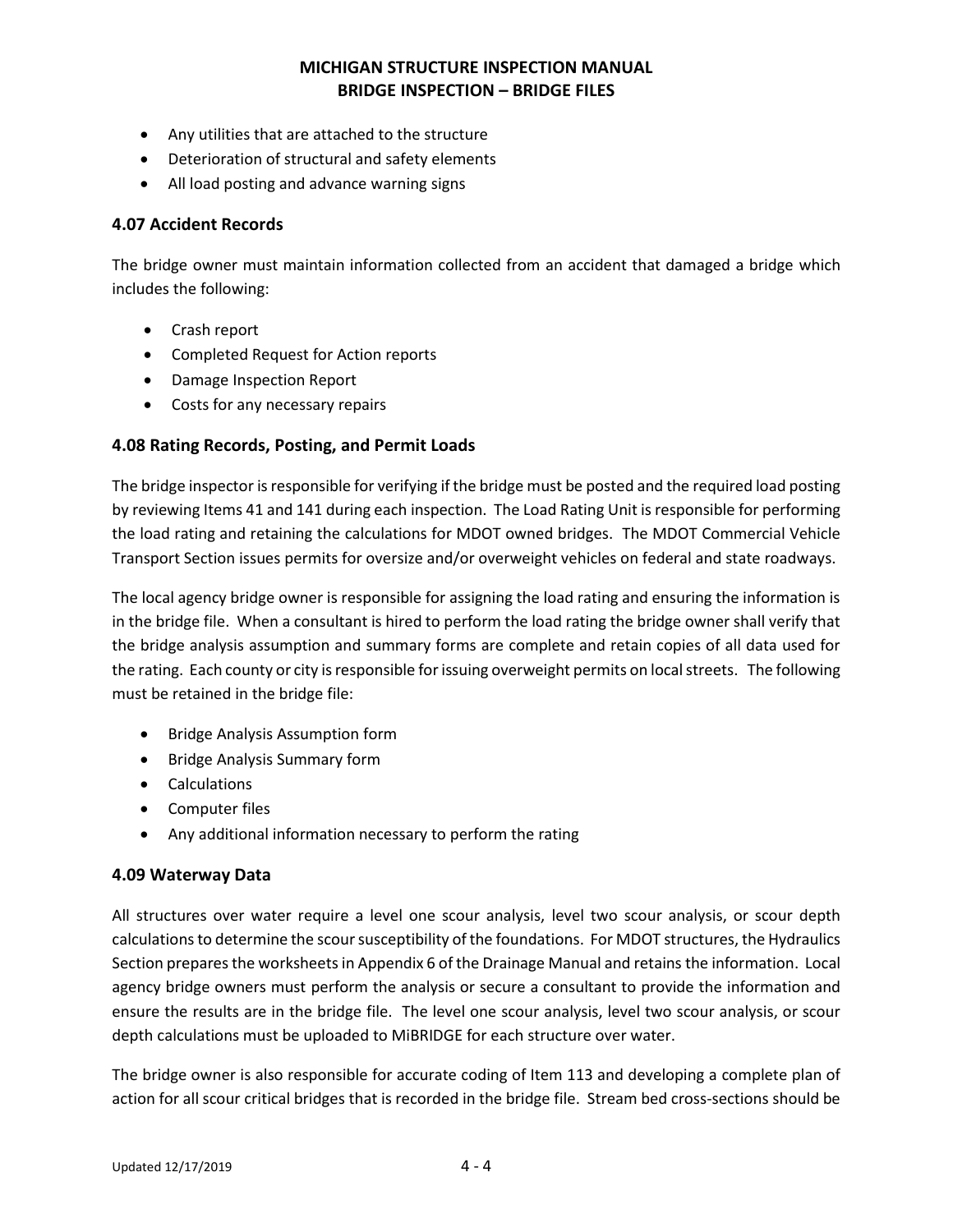- Any utilities that are attached to the structure
- Deterioration of structural and safety elements
- All load posting and advance warning signs

### 4.07 Accident Records

The bridge owner must maintain information collected from an accident that damaged a bridge which includes the following:

- Crash report
- Completed Request for Action reports
- Damage Inspection Report
- Costs for any necessary repairs

### 4.08 Rating Records, Posting, and Permit Loads

The bridge inspector is responsible for verifying if the bridge must be posted and the required load posting by reviewing Items 41 and 141 during each inspection. The Load Rating Unit is responsible for performing the load rating and retaining the calculations for MDOT owned bridges. The MDOT Commercial Vehicle Transport Section issues permits for oversize and/or overweight vehicles on federal and state roadways.

The local agency bridge owner is responsible for assigning the load rating and ensuring the information is in the bridge file. When a consultant is hired to perform the load rating the bridge owner shall verify that the bridge analysis assumption and summary forms are complete and retain copies of all data used for the rating. Each county or city is responsible for issuing overweight permits on local streets. The following must be retained in the bridge file:

- Bridge Analysis Assumption form
- Bridge Analysis Summary form
- Calculations
- Computer files
- Any additional information necessary to perform the rating

### 4.09 Waterway Data

All structures over water require a level one scour analysis, level two scour analysis, or scour depth calculations to determine the scour susceptibility of the foundations. For MDOT structures, the Hydraulics Section prepares the worksheets in Appendix 6 of the Drainage Manual and retains the information. Local agency bridge owners must perform the analysis or secure a consultant to provide the information and ensure the results are in the bridge file. The level one scour analysis, level two scour analysis, or scour depth calculations must be uploaded to MiBRIDGE for each structure over water.

The bridge owner is also responsible for accurate coding of Item 113 and developing a complete plan of action for all scour critical bridges that is recorded in the bridge file. Stream bed cross-sections should be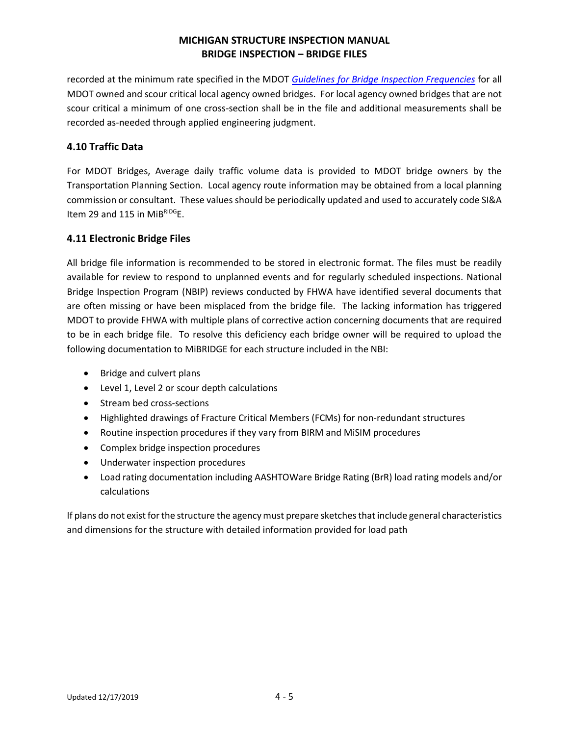recorded at the minimum rate specified in the MDOT *Guidelines for Bridge Inspection Frequencies* for all MDOT owned and scour critical local agency owned bridges. For local agency owned bridges that are not scour critical a minimum of one cross-section shall be in the file and additional measurements shall be recorded as-needed through applied engineering judgment.

### 4.10 Traffic Data

For MDOT Bridges, Average daily traffic volume data is provided to MDOT bridge owners by the Transportation Planning Section. Local agency route information may be obtained from a local planning commission or consultant. These values should be periodically updated and used to accurately code SI&A Item 29 and 115 in MiB^RIDG^E.

### 4.11 Electronic Bridge Files

All bridge file information is recommended to be stored in electronic format. The files must be readily available for review to respond to unplanned events and for regularly scheduled inspections. National Bridge Inspection Program (NBIP) reviews conducted by FHWA have identified several documents that are often missing or have been misplaced from the bridge file. The lacking information has triggered MDOT to provide FHWA with multiple plans of corrective action concerning documents that are required to be in each bridge file. To resolve this deficiency each bridge owner will be required to upload the following documentation to MiBRIDGE for each structure included in the NBI:

- Bridge and culvert plans
- Level 1, Level 2 or scour depth calculations
- Stream bed cross-sections
- Highlighted drawings of Fracture Critical Members (FCMs) for non-redundant structures
- Routine inspection procedures if they vary from BIRM and MiSIM procedures
- Complex bridge inspection procedures
- Underwater inspection procedures
- Load rating documentation including AASHTOWare Bridge Rating (BrR) load rating models and/or calculations

If plans do not exist for the structure the agency must prepare sketches that include general characteristics and dimensions for the structure with detailed information provided for load path